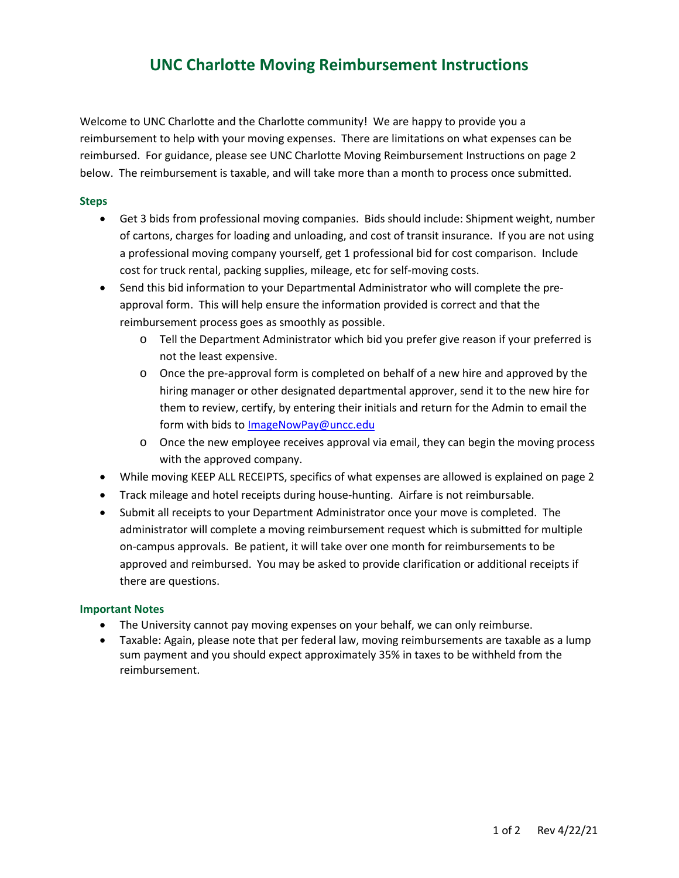# UNC Charlotte Moving Reimbursement Instructions

Welcome to UNC Charlotte and the Charlotte community! We are happy to provide you a reimbursement to help with your moving expenses. There are limitations on what expenses can be reimbursed. For guidance, please see UNC Charlotte Moving Reimbursement Instructions on page 2 below. The reimbursement is taxable, and will take more than a month to process once submitted.

## Steps

- Get 3 bids from professional moving companies. Bids should include: Shipment weight, number of cartons, charges for loading and unloading, and cost of transit insurance. If you are not using a professional moving company yourself, get 1 professional bid for cost comparison. Include cost for truck rental, packing supplies, mileage, etc for self-moving costs.
- Send this bid information to your Departmental Administrator who will complete the pre-approval form. This will help ensure the information provided is correct and that the reimbursement process goes as smoothly as possible.
    - Tell the Department Administrator which bid you prefer give reason if your preferred is not the least expensive.
    - Once the pre-approval form is completed on behalf of a new hire and approved by the hiring manager or other designated departmental approver, send it to the new hire for them to review, certify, by entering their initials and return for the Admin to email the form with bids to ImageNowPay@uncc.edu
    - Once the new employee receives approval via email, they can begin the moving process with the approved company.
- While moving KEEP ALL RECEIPTS, specifics of what expenses are allowed is explained on page 2
- Track mileage and hotel receipts during house-hunting. Airfare is not reimbursable.
- Submit all receipts to your Department Administrator once your move is completed. The administrator will complete a moving reimbursement request which is submitted for multiple on-campus approvals. Be patient, it will take over one month for reimbursements to be approved and reimbursed. You may be asked to provide clarification or additional receipts if there are questions.

## Important Notes

- The University cannot pay moving expenses on your behalf, we can only reimburse.
- Taxable: Again, please note that per federal law, moving reimbursements are taxable as a lump sum payment and you should expect approximately 35% in taxes to be withheld from the reimbursement.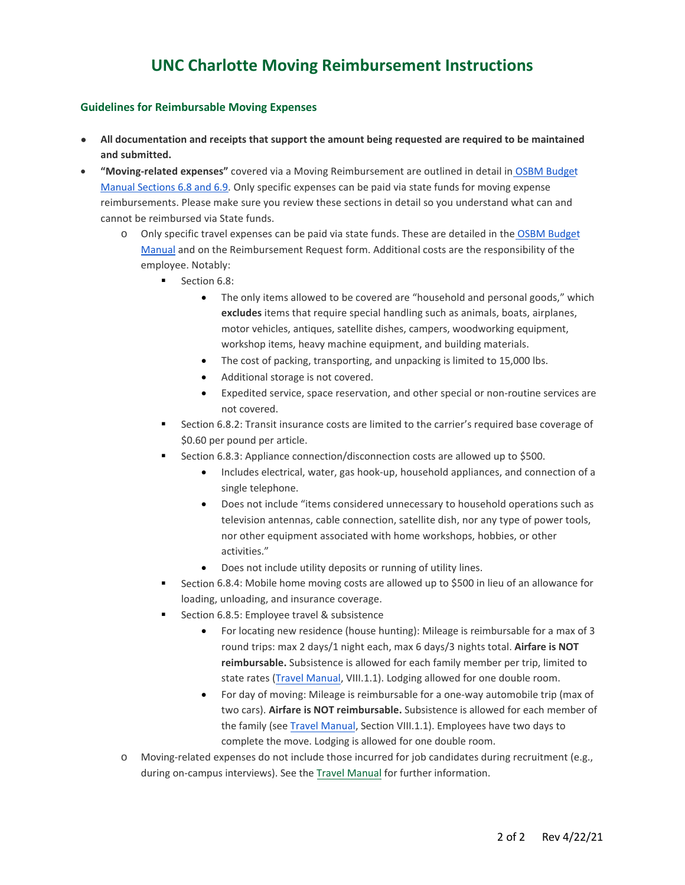# UNC Charlotte Moving Reimbursement Instructions

## Guidelines for Reimbursable Moving Expenses

- **All documentation and receipts that support the amount being requested are required to be maintained and submitted.**
- **"Moving-related expenses"** covered via a Moving Reimbursement are outlined in detail in OSBM Budget Manual Sections 6.8 and 6.9. Only specific expenses can be paid via state funds for moving expense reimbursements. Please make sure you review these sections in detail so you understand what can and cannot be reimbursed via State funds.
  - Only specific travel expenses can be paid via state funds. These are detailed in the OSBM Budget Manual and on the Reimbursement Request form. Additional costs are the responsibility of the employee. Notably:
    - Section 6.8:
      - The only items allowed to be covered are "household and personal goods," which **excludes** items that require special handling such as animals, boats, airplanes, motor vehicles, antiques, satellite dishes, campers, woodworking equipment, workshop items, heavy machine equipment, and building materials.
      - The cost of packing, transporting, and unpacking is limited to 15,000 lbs.
      - Additional storage is not covered.
      - Expedited service, space reservation, and other special or non-routine services are not covered.
    - Section 6.8.2: Transit insurance costs are limited to the carrier's required base coverage of $0.60 per pound per article.
    - Section 6.8.3: Appliance connection/disconnection costs are allowed up to $500.
      - Includes electrical, water, gas hook-up, household appliances, and connection of a single telephone.
      - Does not include "items considered unnecessary to household operations such as television antennas, cable connection, satellite dish, nor any type of power tools, nor other equipment associated with home workshops, hobbies, or other activities."
      - Does not include utility deposits or running of utility lines.
    - Section 6.8.4: Mobile home moving costs are allowed up to $500 in lieu of an allowance for loading, unloading, and insurance coverage.
    - Section 6.8.5: Employee travel & subsistence
      - For locating new residence (house hunting): Mileage is reimbursable for a max of 3 round trips: max 2 days/1 night each, max 6 days/3 nights total. **Airfare is NOT reimbursable.** Subsistence is allowed for each family member per trip, limited to state rates (Travel Manual, VIII.1.1). Lodging allowed for one double room.
      - For day of moving: Mileage is reimbursable for a one-way automobile trip (max of two cars). **Airfare is NOT reimbursable.** Subsistence is allowed for each member of the family (see Travel Manual, Section VIII.1.1). Employees have two days to complete the move. Lodging is allowed for one double room.
  - Moving-related expenses do not include those incurred for job candidates during recruitment (e.g., during on-campus interviews). See the Travel Manual for further information.

Rev 4/22/21